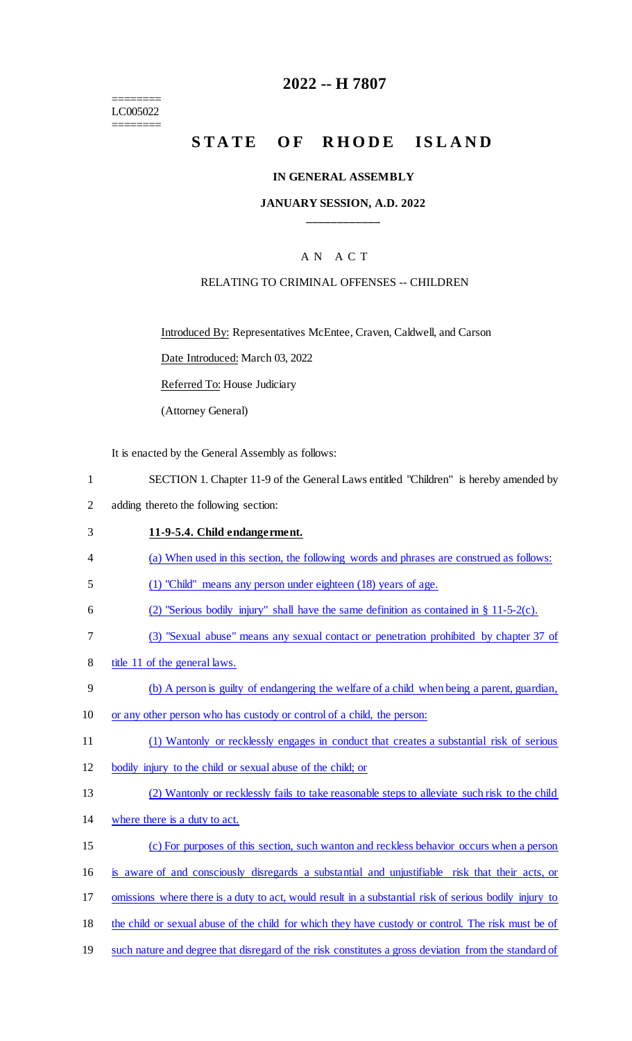========
LC005022
========

# 2022 -- H 7807

## STATE OF RHODE ISLAND

### IN GENERAL ASSEMBLY

### JANUARY SESSION, A.D. 2022

A N A C T

RELATING TO CRIMINAL OFFENSES -- CHILDREN

Introduced By: Representatives McEntee, Craven, Caldwell, and Carson

Date Introduced: March 03, 2022

Referred To: House Judiciary

(Attorney General)

It is enacted by the General Assembly as follows:

1 SECTION 1. Chapter 11-9 of the General Laws entitled "Children" is hereby amended by
2 adding thereto the following section:

3 **11-9-5.4. Child endangerment.**

4 (a) When used in this section, the following words and phrases are construed as follows:

5 (1) "Child" means any person under eighteen (18) years of age.

6 (2) "Serious bodily injury" shall have the same definition as contained in § 11-5-2(c).

7 (3) "Sexual abuse" means any sexual contact or penetration prohibited by chapter 37 of
8 title 11 of the general laws.

9 (b) A person is guilty of endangering the welfare of a child when being a parent, guardian,
10 or any other person who has custody or control of a child, the person:

11 (1) Wantonly or recklessly engages in conduct that creates a substantial risk of serious
12 bodily injury to the child or sexual abuse of the child; or

13 (2) Wantonly or recklessly fails to take reasonable steps to alleviate such risk to the child
14 where there is a duty to act.

15 (c) For purposes of this section, such wanton and reckless behavior occurs when a person
16 is aware of and consciously disregards a substantial and unjustifiable risk that their acts, or
17 omissions where there is a duty to act, would result in a substantial risk of serious bodily injury to
18 the child or sexual abuse of the child for which they have custody or control. The risk must be of
19 such nature and degree that disregard of the risk constitutes a gross deviation from the standard of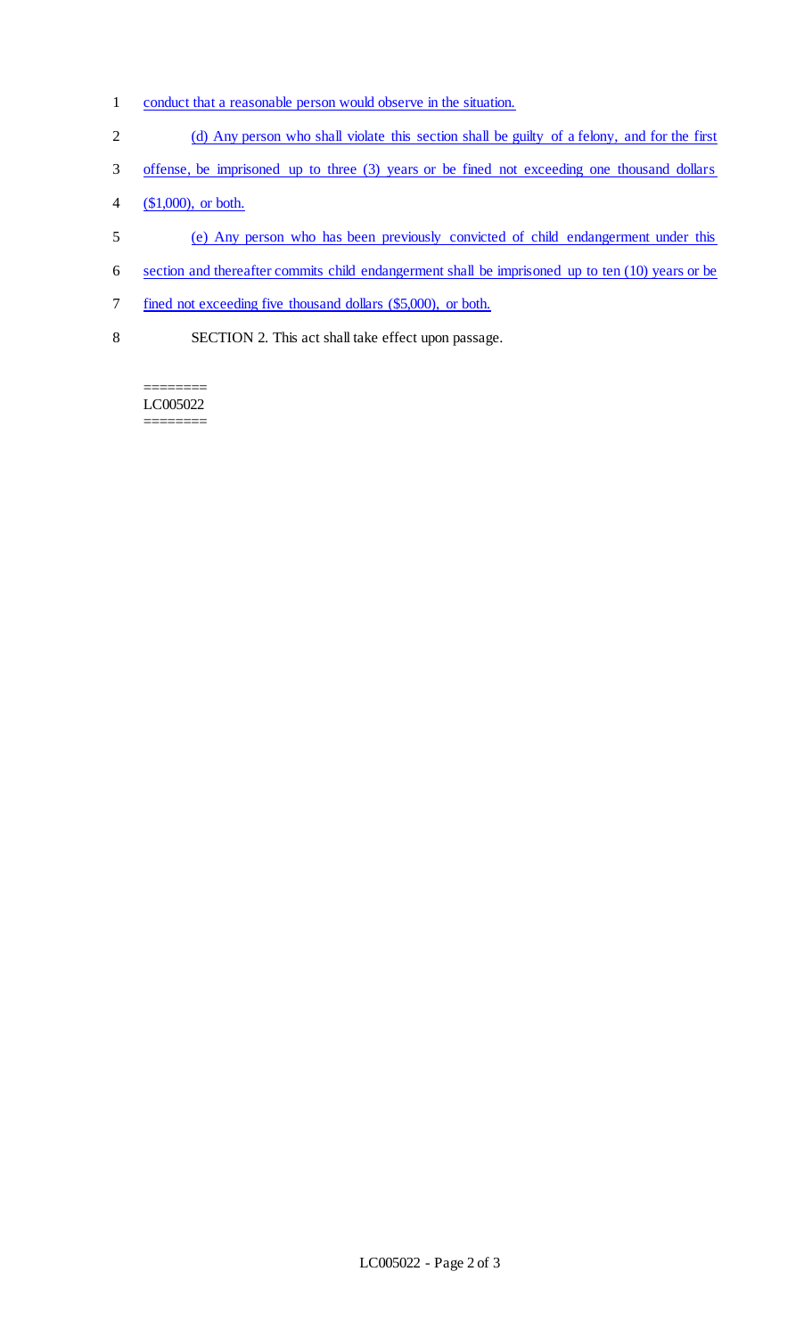conduct that a reasonable person would observe in the situation.

(d) Any person who shall violate this section shall be guilty of a felony, and for the first offense, be imprisoned up to three (3) years or be fined not exceeding one thousand dollars ($1,000), or both.

(e) Any person who has been previously convicted of child endangerment under this section and thereafter commits child endangerment shall be imprisoned up to ten (10) years or be fined not exceeding five thousand dollars ($5,000), or both.

SECTION 2. This act shall take effect upon passage.

========
LC005022
========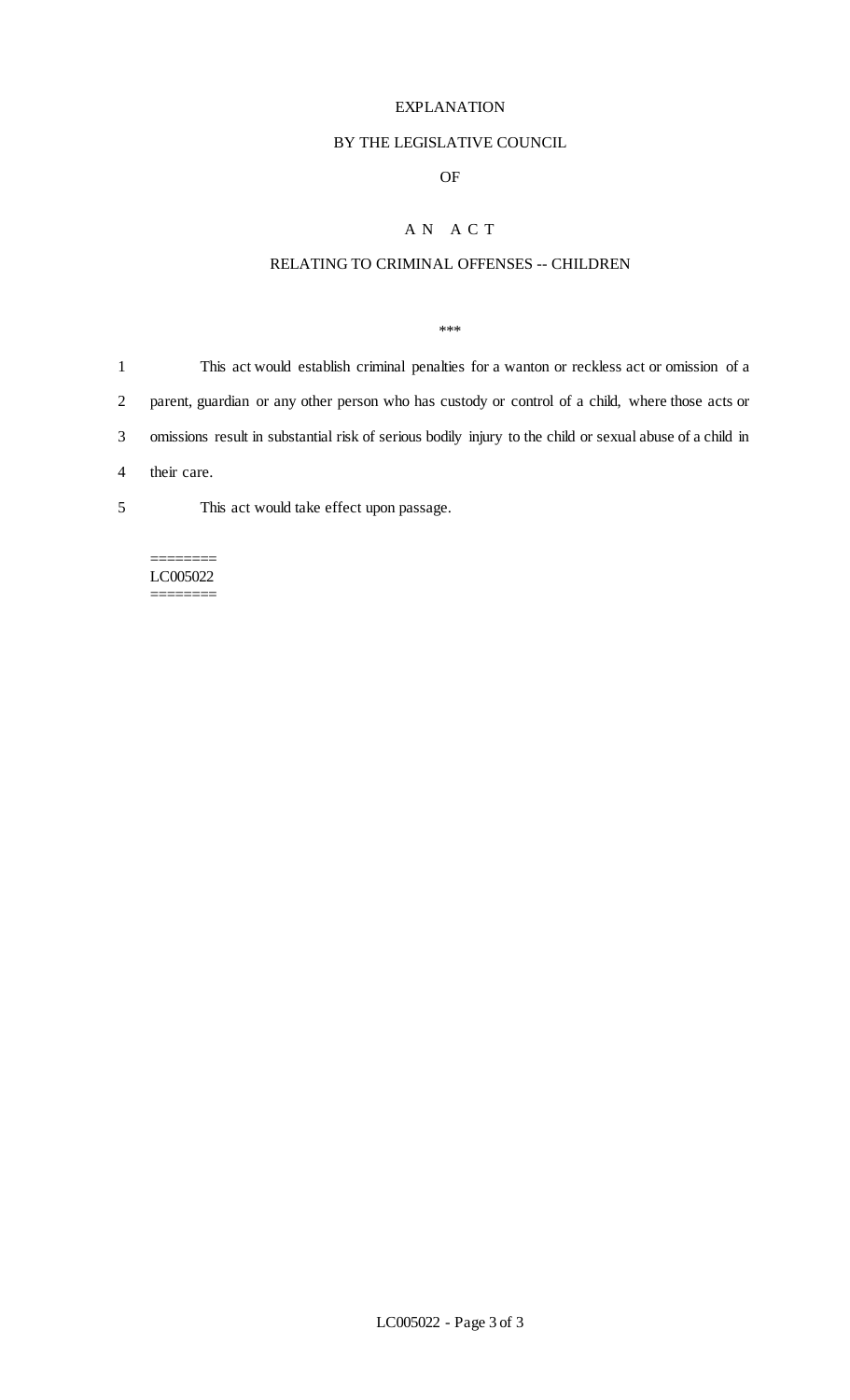EXPLANATION

BY THE LEGISLATIVE COUNCIL

OF

A N A C T

RELATING TO CRIMINAL OFFENSES -- CHILDREN

\*\*\*

1 This act would establish criminal penalties for a wanton or reckless act or omission of a
2 parent, guardian or any other person who has custody or control of a child, where those acts or
3 omissions result in substantial risk of serious bodily injury to the child or sexual abuse of a child in
4 their care.

5 This act would take effect upon passage.

========
LC005022
========